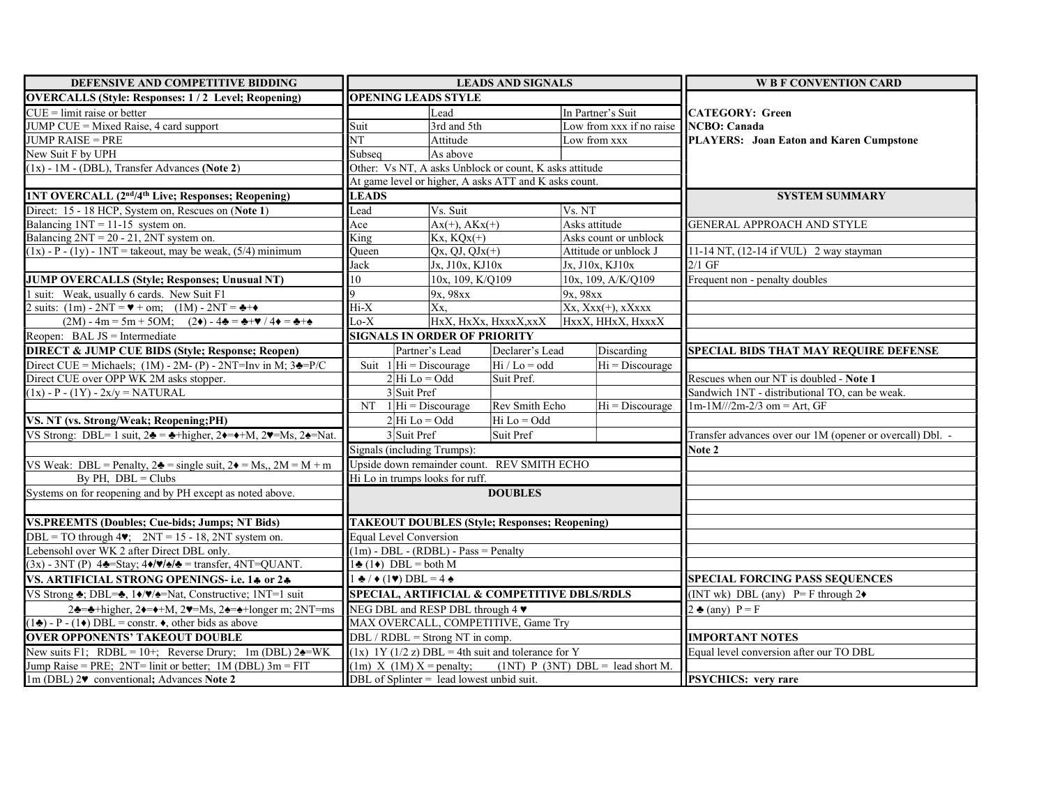## DEFENSIVE AND COMPETITIVE BIDDING

**OVERCALLS (Style: Responses: 1 / 2 Level; Reopening)**

CUE = limit raise or better
JUMP CUE = Mixed Raise, 4 card support
JUMP RAISE = PRE
New Suit F by UPH
(1x) - 1M - (DBL), Transfer Advances **(Note 2)**

**1NT OVERCALL (2nd/4th Live; Responses; Reopening)**

Direct: 15 - 18 HCP, System on, Rescues on (**Note 1**)
Balancing 1NT = 11-15 system on.
Balancing 2NT = 20 - 21, 2NT system on.
(1x) - P - (1y) - 1NT = takeout, may be weak, (5/4) minimum

**JUMP OVERCALLS (Style; Responses; Unusual NT)**

1 suit: Weak, usually 6 cards. New Suit F1
2 suits: (1m) - 2NT = ♥ + om; (1M) - 2NT = ♣+♦
(2M) - 4m = 5m + 5OM; (2♦) - 4♣ = ♣+♥ / 4♦ = ♣+♠
Reopen: BAL JS = Intermediate

**DIRECT & JUMP CUE BIDS (Style; Response; Reopen)**

Direct CUE = Michaels; (1M) - 2M- (P) - 2NT=Inv in M; 3♣=P/C
Direct CUE over OPP WK 2M asks stopper.
(1x) - P - (1Y) - 2x/y = NATURAL

**VS. NT (vs. Strong/Weak; Reopening;PH)**

VS Strong: DBL= 1 suit, 2♣ = ♣+higher, 2♦=♦+M, 2♥=Ms, 2♠=Nat.

VS Weak: DBL = Penalty, 2♣ = single suit, 2♦ = Ms,, 2M = M + m
By PH, DBL = Clubs
Systems on for reopening and by PH except as noted above.

**VS.PREEMTS (Doubles; Cue-bids; Jumps; NT Bids)**

DBL = TO through 4♥; 2NT = 15 - 18, 2NT system on.
Lebensohl over WK 2 after Direct DBL only.
(3x) - 3NT (P) 4♣=Stay; 4♦/♥/♠/♣ = transfer, 4NT=QUANT.

**VS. ARTIFICIAL STRONG OPENINGS- i.e. 1♣ or 2♣**

VS Strong ♣; DBL=♣, 1♦/♥/♠=Nat, Constructive; 1NT=1 suit
2♣=♣+higher, 2♦=♦+M, 2♥=Ms, 2♠=♠+longer m; 2NT=ms
(1♣) - P - (1♦) DBL = constr. ♦, other bids as above

**OVER OPPONENTS' TAKEOUT DOUBLE**

New suits F1; RDBL = 10+; Reverse Drury; 1m (DBL) 2♠=WK
Jump Raise = PRE; 2NT= limit or better; 1M (DBL) 3m = FIT
1m (DBL) 2♥ conventional**;** Advances **Note 2**

## LEADS AND SIGNALS

**OPENING LEADS STYLE**

| | Lead | In Partner's Suit |
|---|---|---|
| Suit | 3rd and 5th | Low from xxx if no raise |
| NT | Attitude | Low from xxx |
| Subseq | As above | |

Other: Vs NT, A asks Unblock or count, K asks attitude
At game level or higher, A asks ATT and K asks count.

**LEADS**

| Lead | Vs. Suit | Vs. NT |
|---|---|---|
| Ace | Ax(+), AKx(+) | Asks attitude |
| King | Kx, KQx(+) | Asks count or unblock |
| Queen | Qx, QJ, QJx(+) | Attitude or unblock J |
| Jack | Jx, J10x, KJ10x | Jx, J10x, KJ10x |
| 10 | 10x, 109, K/Q109 | 10x, 109, A/K/Q109 |
| 9 | 9x, 98xx | 9x, 98xx |
| Hi-X | Xx, | Xx, Xxx(+), xXxxx |
| Lo-X | HxX, HxXx, HxxxX,xxX | HxxX, HHxX, HxxxX |

**SIGNALS IN ORDER OF PRIORITY**

| | | Partner's Lead | Declarer's Lead | Discarding |
|---|---|---|---|---|
| Suit | 1 | Hi = Discourage | Hi / Lo = odd | Hi = Discourage |
| | 2 | Hi Lo = Odd | Suit Pref. | |
| | 3 | Suit Pref | | |
| NT | 1 | Hi = Discourage | Rev Smith Echo | Hi = Discourage |
| | 2 | Hi Lo = Odd | Hi Lo = Odd | |
| | 3 | Suit Pref | Suit Pref | |

Signals (including Trumps):
Upside down remainder count. REV SMITH ECHO
Hi Lo in trumps looks for ruff.

## DOUBLES

**TAKEOUT DOUBLES (Style; Responses; Reopening)**

Equal Level Conversion
(1m) - DBL - (RDBL) - Pass = Penalty
1♣ (1♦) DBL = both M
1 ♣ / ♦ (1♥) DBL = 4 ♠

**SPECIAL, ARTIFICIAL & COMPETITIVE DBLS/RDLS**

NEG DBL and RESP DBL through 4 ♥
MAX OVERCALL, COMPETITIVE, Game Try
DBL / RDBL = Strong NT in comp.
(1x) 1Y (1/2 z) DBL = 4th suit and tolerance for Y
(1m) X (1M) X = penalty; (1NT) P (3NT) DBL = lead short M.
DBL of Splinter = lead lowest unbid suit.

## W B F CONVENTION CARD

**CATEGORY: Green**
**NCBO: Canada**
**PLAYERS: Joan Eaton and Karen Cumpstone**

### SYSTEM SUMMARY

GENERAL APPROACH AND STYLE

11-14 NT, (12-14 if VUL) 2 way stayman
2/1 GF
Frequent non - penalty doubles

**SPECIAL BIDS THAT MAY REQUIRE DEFENSE**

Rescues when our NT is doubled - **Note 1**
Sandwich 1NT - distributional TO, can be weak.
1m-1M///2m-2/3 om = Art, GF

Transfer advances over our 1M (opener or overcall) Dbl. - **Note 2**

**SPECIAL FORCING PASS SEQUENCES**

(1NT wk) DBL (any) P= F through 2♦
2 ♣ (any) P = F

**IMPORTANT NOTES**

Equal level conversion after our TO DBL

**PSYCHICS: very rare**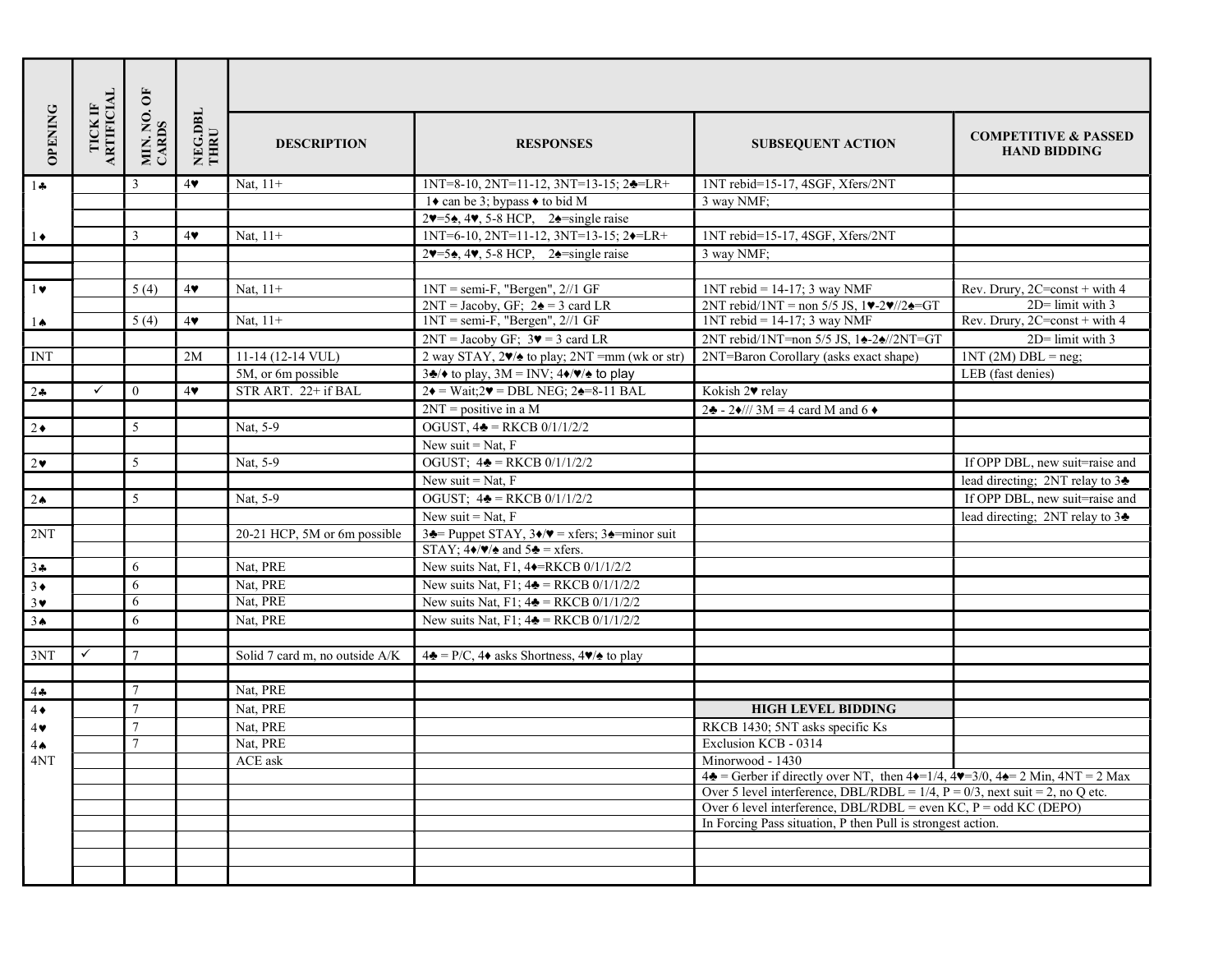| OPENING | TICK IF ARTIFICIAL | MIN. NO. OF CARDS | NEG.DBL THRU | DESCRIPTION | RESPONSES | SUBSEQUENT ACTION | COMPETITIVE & PASSED HAND BIDDING |
|---|---|---|---|---|---|---|---|
| 1♣ | | 3 | 4♥ | Nat, 11+ | 1NT=8-10, 2NT=11-12, 3NT=13-15; 2♣=LR+ | 1NT rebid=15-17, 4SGF, Xfers/2NT | |
| | | | | | 1♦ can be 3; bypass ♦ to bid M | 3 way NMF; | |
| | | | | | 2♥=5♠, 4♥, 5-8 HCP, 2♠=single raise | | |
| 1♦ | | 3 | 4♥ | Nat, 11+ | 1NT=6-10, 2NT=11-12, 3NT=13-15; 2♦=LR+ | 1NT rebid=15-17, 4SGF, Xfers/2NT | |
| | | | | | 2♥=5♠, 4♥, 5-8 HCP, 2♠=single raise | 3 way NMF; | |
| | | | | | | | |
| 1♥ | | 5 (4) | 4♥ | Nat, 11+ | 1NT = semi-F, "Bergen", 2//1 GF | 1NT rebid = 14-17; 3 way NMF | Rev. Drury, 2C=const + with 4 |
| | | | | | 2NT = Jacoby, GF; 2♠ = 3 card LR | 2NT rebid/1NT = non 5/5 JS, 1♥-2♥//2♠=GT | 2D= limit with 3 |
| 1♠ | | 5 (4) | 4♥ | Nat, 11+ | 1NT = semi-F, "Bergen", 2//1 GF | 1NT rebid = 14-17; 3 way NMF | Rev. Drury, 2C=const + with 4 |
| | | | | | 2NT = Jacoby GF; 3♥ = 3 card LR | 2NT rebid/1NT=non 5/5 JS, 1♠-2♠//2NT=GT | 2D= limit with 3 |
| INT | | | 2M | 11-14 (12-14 VUL) | 2 way STAY, 2♥/♠ to play; 2NT =mm (wk or str) | 2NT=Baron Corollary (asks exact shape) | 1NT (2M) DBL = neg; |
| | | | | 5M, or 6m possible | 3♣/♦ to play, 3M = INV; 4♦/♥/♠ to play | | LEB (fast denies) |
| 2♣ | ✓ | 0 | 4♥ | STR ART. 22+ if BAL | 2♦ = Wait;2♥ = DBL NEG; 2♠=8-11 BAL | Kokish 2♥ relay | |
| | | | | | 2NT = positive in a M | 2♣ - 2♦/// 3M = 4 card M and 6 ♦ | |
| 2♦ | | 5 | | Nat, 5-9 | OGUST, 4♣ = RKCB 0/1/1/2/2 | | |
| | | | | | New suit = Nat, F | | |
| 2♥ | | 5 | | Nat, 5-9 | OGUST; 4♣ = RKCB 0/1/1/2/2 | | If OPP DBL, new suit=raise and |
| | | | | | New suit = Nat, F | | lead directing; 2NT relay to 3♣ |
| 2♠ | | 5 | | Nat, 5-9 | OGUST; 4♣ = RKCB 0/1/1/2/2 | | If OPP DBL, new suit=raise and |
| | | | | | New suit = Nat, F | | lead directing; 2NT relay to 3♣ |
| 2NT | | | | 20-21 HCP, 5M or 6m possible | 3♣= Puppet STAY, 3♦/♥ = xfers; 3♠=minor suit | | |
| | | | | | STAY; 4♦/♥/♠ and 5♣ = xfers. | | |
| 3♣ | | 6 | | Nat, PRE | New suits Nat, F1, 4♦=RKCB 0/1/1/2/2 | | |
| 3♦ | | 6 | | Nat, PRE | New suits Nat, F1; 4♣ = RKCB 0/1/1/2/2 | | |
| 3♥ | | 6 | | Nat, PRE | New suits Nat, F1; 4♣ = RKCB 0/1/1/2/2 | | |
| 3♠ | | 6 | | Nat, PRE | New suits Nat, F1; 4♣ = RKCB 0/1/1/2/2 | | |
| | | | | | | | |
| 3NT | ✓ | 7 | | Solid 7 card m, no outside A/K | 4♣ = P/C, 4♦ asks Shortness, 4♥/♠ to play | | |
| | | | | | | | |
| 4♣ | | 7 | | Nat, PRE | | | |
| 4♦ | | 7 | | Nat, PRE | | **HIGH LEVEL BIDDING** | |
| 4♥ | | 7 | | Nat, PRE | | RKCB 1430; 5NT asks specific Ks | |
| 4♠ | | 7 | | Nat, PRE | | Exclusion KCB - 0314 | |
| 4NT | | | | ACE ask | | Minorwood - 1430 | |
| | | | | | | 4♣ = Gerber if directly over NT, then 4♦=1/4, 4♥=3/0, 4♠= 2 Min, 4NT = 2 Max | |
| | | | | | | Over 5 level interference, DBL/RDBL = 1/4, P = 0/3, next suit = 2, no Q etc. | |
| | | | | | | Over 6 level interference, DBL/RDBL = even KC, P = odd KC (DEPO) | |
| | | | | | | In Forcing Pass situation, P then Pull is strongest action. | |
| | | | | | | | |
| | | | | | | | |
| | | | | | | | |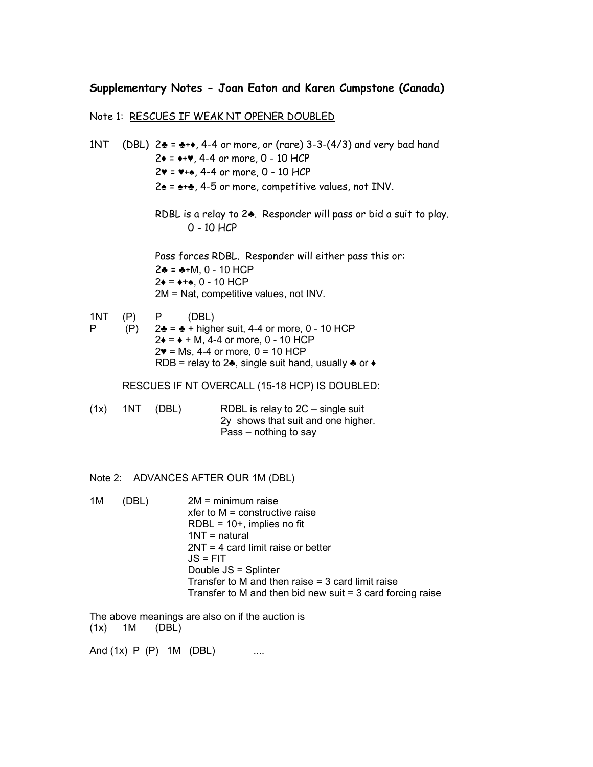**Supplementary Notes - Joan Eaton and Karen Cumpstone (Canada)**

Note 1: <u>RESCUES IF WEAK NT OPENER DOUBLED</u>

1NT (DBL) 2♣ = ♣+♦, 4-4 or more, or (rare) 3-3-(4/3) and very bad hand
2♦ = ♦+♥, 4-4 or more, 0 - 10 HCP
2♥ = ♥+♠, 4-4 or more, 0 - 10 HCP
2♠ = ♠+♣, 4-5 or more, competitive values, not INV.

RDBL is a relay to 2♣. Responder will pass or bid a suit to play.
0 - 10 HCP

Pass forces RDBL. Responder will either pass this or:
2♣ = ♣+M, 0 - 10 HCP
2♦ = ♦+♠, 0 - 10 HCP
2M = Nat, competitive values, not INV.

1NT (P) P (DBL)
P (P) 2♣ = ♣ + higher suit, 4-4 or more, 0 - 10 HCP
2♦ = ♦ + M, 4-4 or more, 0 - 10 HCP
2♥ = Ms, 4-4 or more, 0 = 10 HCP
RDB = relay to 2♣, single suit hand, usually ♣ or ♦

<u>RESCUES IF NT OVERCALL (15-18 HCP) IS DOUBLED:</u>

(1x) 1NT (DBL) RDBL is relay to 2C – single suit
2y shows that suit and one higher.
Pass – nothing to say

Note 2: <u>ADVANCES AFTER OUR 1M (DBL)</u>

1M (DBL) 2M = minimum raise
xfer to M = constructive raise
RDBL = 10+, implies no fit
1NT = natural
2NT = 4 card limit raise or better
JS = FIT
Double JS = Splinter
Transfer to M and then raise = 3 card limit raise
Transfer to M and then bid new suit = 3 card forcing raise

The above meanings are also on if the auction is
(1x) 1M (DBL)

And (1x) P (P) 1M (DBL) ....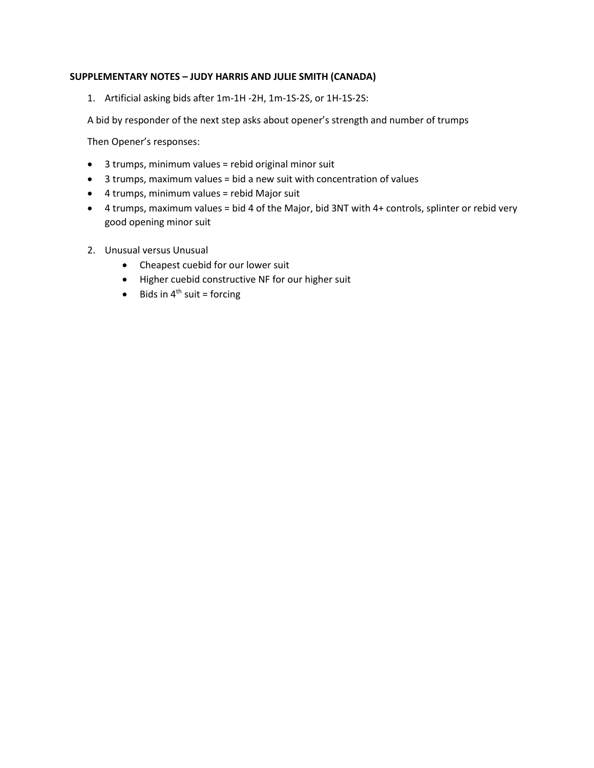**SUPPLEMENTARY NOTES – JUDY HARRIS AND JULIE SMITH (CANADA)**

1. Artificial asking bids after 1m-1H -2H, 1m-1S-2S, or 1H-1S-2S:

   A bid by responder of the next step asks about opener's strength and number of trumps

   Then Opener's responses:

   - 3 trumps, minimum values = rebid original minor suit
   - 3 trumps, maximum values = bid a new suit with concentration of values
   - 4 trumps, minimum values = rebid Major suit
   - 4 trumps, maximum values = bid 4 of the Major, bid 3NT with 4+ controls, splinter or rebid very good opening minor suit

2. Unusual versus Unusual
   - Cheapest cuebid for our lower suit
   - Higher cuebid constructive NF for our higher suit
   - Bids in 4th suit = forcing